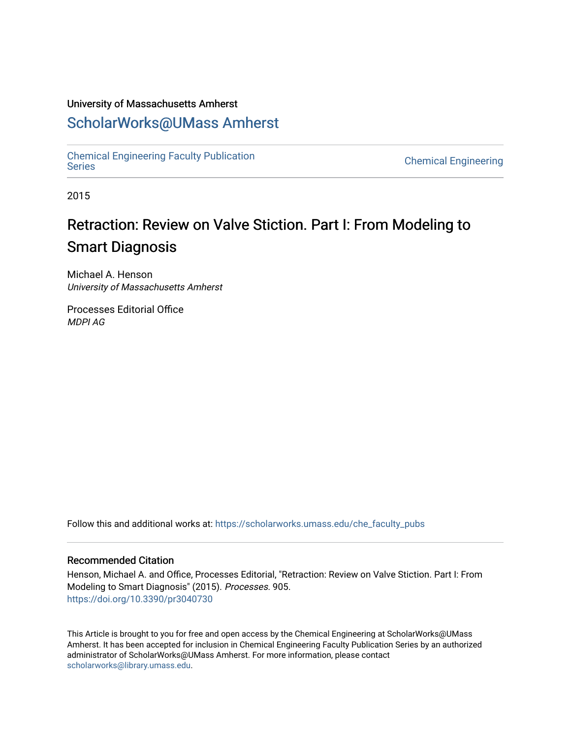University of Massachusetts Amherst

# ScholarWorks@UMass Amherst

Chemical Engineering Faculty Publication Series

Chemical Engineering

2015

## Retraction: Review on Valve Stiction. Part I: From Modeling to Smart Diagnosis

Michael A. Henson
*University of Massachusetts Amherst*

Processes Editorial Office
*MDPI AG*

Follow this and additional works at: https://scholarworks.umass.edu/che_faculty_pubs

### Recommended Citation

Henson, Michael A. and Office, Processes Editorial, "Retraction: Review on Valve Stiction. Part I: From Modeling to Smart Diagnosis" (2015). *Processes*. 905.
https://doi.org/10.3390/pr3040730

This Article is brought to you for free and open access by the Chemical Engineering at ScholarWorks@UMass Amherst. It has been accepted for inclusion in Chemical Engineering Faculty Publication Series by an authorized administrator of ScholarWorks@UMass Amherst. For more information, please contact scholarworks@library.umass.edu.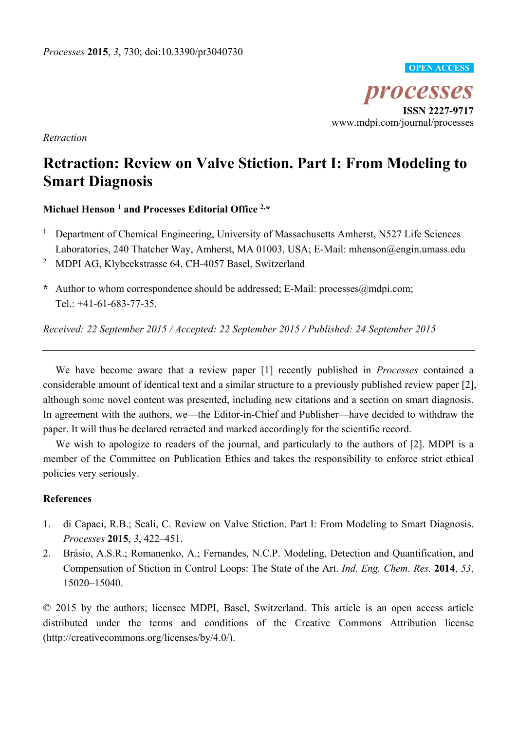*Retraction*

# Retraction: Review on Valve Stiction. Part I: From Modeling to Smart Diagnosis

**Michael Henson [1] and Processes Editorial Office [2,*]**

[1] Department of Chemical Engineering, University of Massachusetts Amherst, N527 Life Sciences Laboratories, 240 Thatcher Way, Amherst, MA 01003, USA; E-Mail: mhenson@engin.umass.edu

[2] MDPI AG, Klybeckstrasse 64, CH-4057 Basel, Switzerland

**\*** Author to whom correspondence should be addressed; E-Mail: processes@mdpi.com; Tel.: +41-61-683-77-35.

*Received: 22 September 2015 / Accepted: 22 September 2015 / Published: 24 September 2015*

---

We have become aware that a review paper [1] recently published in *Processes* contained a considerable amount of identical text and a similar structure to a previously published review paper [2], although some novel content was presented, including new citations and a section on smart diagnosis. In agreement with the authors, we—the Editor-in-Chief and Publisher—have decided to withdraw the paper. It will thus be declared retracted and marked accordingly for the scientific record.

We wish to apologize to readers of the journal, and particularly to the authors of [2]. MDPI is a member of the Committee on Publication Ethics and takes the responsibility to enforce strict ethical policies very seriously.

## References

1. di Capaci, R.B.; Scali, C. Review on Valve Stiction. Part I: From Modeling to Smart Diagnosis. *Processes* **2015**, *3*, 422–451.
2. Brásio, A.S.R.; Romanenko, A.; Fernandes, N.C.P. Modeling, Detection and Quantification, and Compensation of Stiction in Control Loops: The State of the Art. *Ind. Eng. Chem. Res.* **2014**, *53*, 15020–15040.

© 2015 by the authors; licensee MDPI, Basel, Switzerland. This article is an open access article distributed under the terms and conditions of the Creative Commons Attribution license (http://creativecommons.org/licenses/by/4.0/).